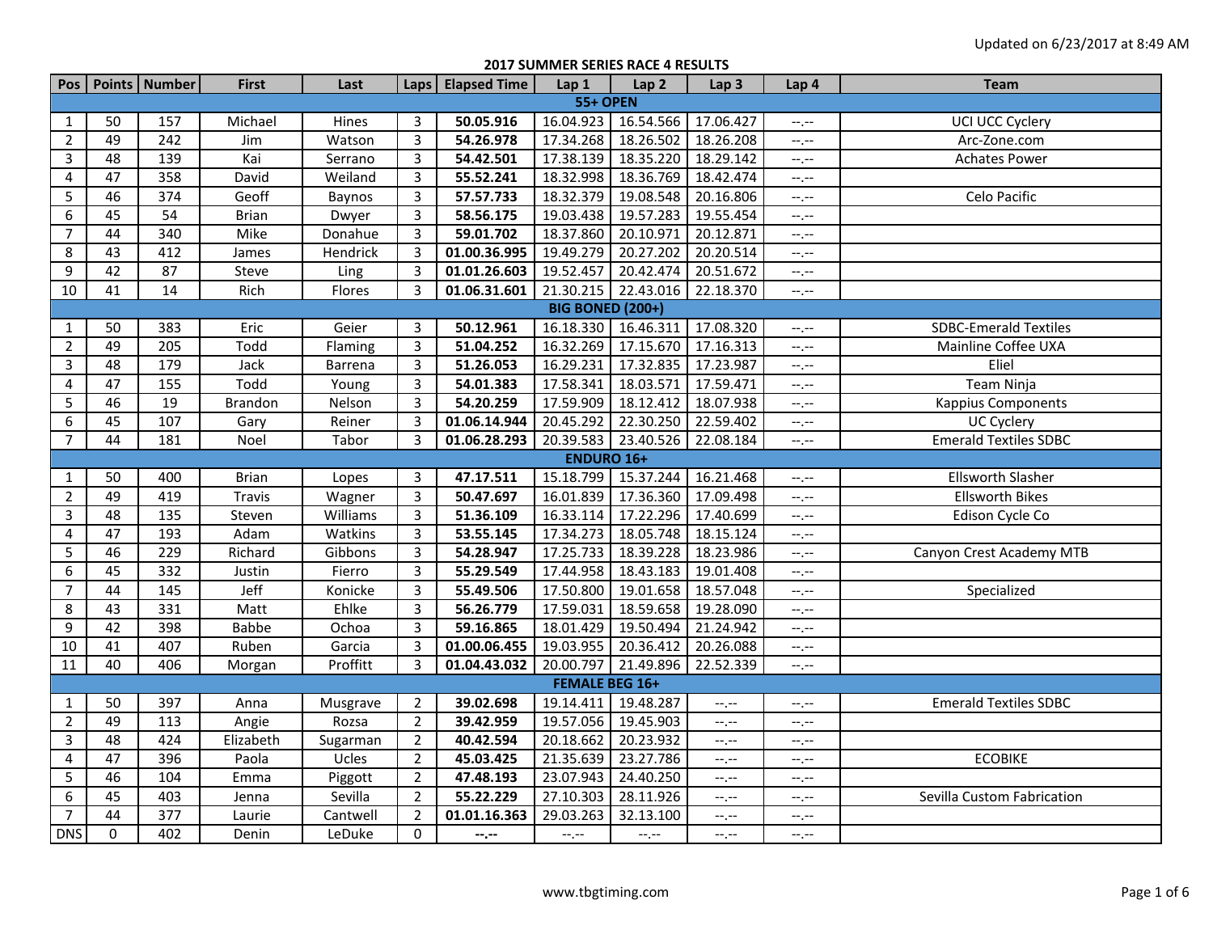Updated on 6/23/2017 at 8:49 AM

# 2017 SUMMER SERIES RACE 4 RESULTS

| Pos | Points | Number | First | Last | Laps | Elapsed Time | Lap 1 | Lap 2 | Lap 3 | Lap 4 | Team |
|---|---|---|---|---|---|---|---|---|---|---|---|
| **55+ OPEN** | | | | | | | | | | | |
| 1 | 50 | 157 | Michael | Hines | 3 | **50.05.916** | 16.04.923 | 16.54.566 | 17.06.427 | --.-- | UCI UCC Cyclery |
| 2 | 49 | 242 | Jim | Watson | 3 | **54.26.978** | 17.34.268 | 18.26.502 | 18.26.208 | --.-- | Arc-Zone.com |
| 3 | 48 | 139 | Kai | Serrano | 3 | **54.42.501** | 17.38.139 | 18.35.220 | 18.29.142 | --.-- | Achates Power |
| 4 | 47 | 358 | David | Weiland | 3 | **55.52.241** | 18.32.998 | 18.36.769 | 18.42.474 | --.-- | |
| 5 | 46 | 374 | Geoff | Baynos | 3 | **57.57.733** | 18.32.379 | 19.08.548 | 20.16.806 | --.-- | Celo Pacific |
| 6 | 45 | 54 | Brian | Dwyer | 3 | **58.56.175** | 19.03.438 | 19.57.283 | 19.55.454 | --.-- | |
| 7 | 44 | 340 | Mike | Donahue | 3 | **59.01.702** | 18.37.860 | 20.10.971 | 20.12.871 | --.-- | |
| 8 | 43 | 412 | James | Hendrick | 3 | **01.00.36.995** | 19.49.279 | 20.27.202 | 20.20.514 | --.-- | |
| 9 | 42 | 87 | Steve | Ling | 3 | **01.01.26.603** | 19.52.457 | 20.42.474 | 20.51.672 | --.-- | |
| 10 | 41 | 14 | Rich | Flores | 3 | **01.06.31.601** | 21.30.215 | 22.43.016 | 22.18.370 | --.-- | |
| **BIG BONED (200+)** | | | | | | | | | | | |
| 1 | 50 | 383 | Eric | Geier | 3 | **50.12.961** | 16.18.330 | 16.46.311 | 17.08.320 | --.-- | SDBC-Emerald Textiles |
| 2 | 49 | 205 | Todd | Flaming | 3 | **51.04.252** | 16.32.269 | 17.15.670 | 17.16.313 | --.-- | Mainline Coffee UXA |
| 3 | 48 | 179 | Jack | Barrena | 3 | **51.26.053** | 16.29.231 | 17.32.835 | 17.23.987 | --.-- | Eliel |
| 4 | 47 | 155 | Todd | Young | 3 | **54.01.383** | 17.58.341 | 18.03.571 | 17.59.471 | --.-- | Team Ninja |
| 5 | 46 | 19 | Brandon | Nelson | 3 | **54.20.259** | 17.59.909 | 18.12.412 | 18.07.938 | --.-- | Kappius Components |
| 6 | 45 | 107 | Gary | Reiner | 3 | **01.06.14.944** | 20.45.292 | 22.30.250 | 22.59.402 | --.-- | UC Cyclery |
| 7 | 44 | 181 | Noel | Tabor | 3 | **01.06.28.293** | 20.39.583 | 23.40.526 | 22.08.184 | --.-- | Emerald Textiles SDBC |
| **ENDURO 16+** | | | | | | | | | | | |
| 1 | 50 | 400 | Brian | Lopes | 3 | **47.17.511** | 15.18.799 | 15.37.244 | 16.21.468 | --.-- | Ellsworth Slasher |
| 2 | 49 | 419 | Travis | Wagner | 3 | **50.47.697** | 16.01.839 | 17.36.360 | 17.09.498 | --.-- | Ellsworth Bikes |
| 3 | 48 | 135 | Steven | Williams | 3 | **51.36.109** | 16.33.114 | 17.22.296 | 17.40.699 | --.-- | Edison Cycle Co |
| 4 | 47 | 193 | Adam | Watkins | 3 | **53.55.145** | 17.34.273 | 18.05.748 | 18.15.124 | --.-- | |
| 5 | 46 | 229 | Richard | Gibbons | 3 | **54.28.947** | 17.25.733 | 18.39.228 | 18.23.986 | --.-- | Canyon Crest Academy MTB |
| 6 | 45 | 332 | Justin | Fierro | 3 | **55.29.549** | 17.44.958 | 18.43.183 | 19.01.408 | --.-- | |
| 7 | 44 | 145 | Jeff | Konicke | 3 | **55.49.506** | 17.50.800 | 19.01.658 | 18.57.048 | --.-- | Specialized |
| 8 | 43 | 331 | Matt | Ehlke | 3 | **56.26.779** | 17.59.031 | 18.59.658 | 19.28.090 | --.-- | |
| 9 | 42 | 398 | Babbe | Ochoa | 3 | **59.16.865** | 18.01.429 | 19.50.494 | 21.24.942 | --.-- | |
| 10 | 41 | 407 | Ruben | Garcia | 3 | **01.00.06.455** | 19.03.955 | 20.36.412 | 20.26.088 | --.-- | |
| 11 | 40 | 406 | Morgan | Proffitt | 3 | **01.04.43.032** | 20.00.797 | 21.49.896 | 22.52.339 | --.-- | |
| **FEMALE BEG 16+** | | | | | | | | | | | |
| 1 | 50 | 397 | Anna | Musgrave | 2 | **39.02.698** | 19.14.411 | 19.48.287 | --.-- | --.-- | Emerald Textiles SDBC |
| 2 | 49 | 113 | Angie | Rozsa | 2 | **39.42.959** | 19.57.056 | 19.45.903 | --.-- | --.-- | |
| 3 | 48 | 424 | Elizabeth | Sugarman | 2 | **40.42.594** | 20.18.662 | 20.23.932 | --.-- | --.-- | |
| 4 | 47 | 396 | Paola | Ucles | 2 | **45.03.425** | 21.35.639 | 23.27.786 | --.-- | --.-- | ECOBIKE |
| 5 | 46 | 104 | Emma | Piggott | 2 | **47.48.193** | 23.07.943 | 24.40.250 | --.-- | --.-- | |
| 6 | 45 | 403 | Jenna | Sevilla | 2 | **55.22.229** | 27.10.303 | 28.11.926 | --.-- | --.-- | Sevilla Custom Fabrication |
| 7 | 44 | 377 | Laurie | Cantwell | 2 | **01.01.16.363** | 29.03.263 | 32.13.100 | --.-- | --.-- | |
| DNS | 0 | 402 | Denin | LeDuke | 0 | **--.--** | --.-- | --.-- | --.-- | --.-- | |

www.tbgtiming.com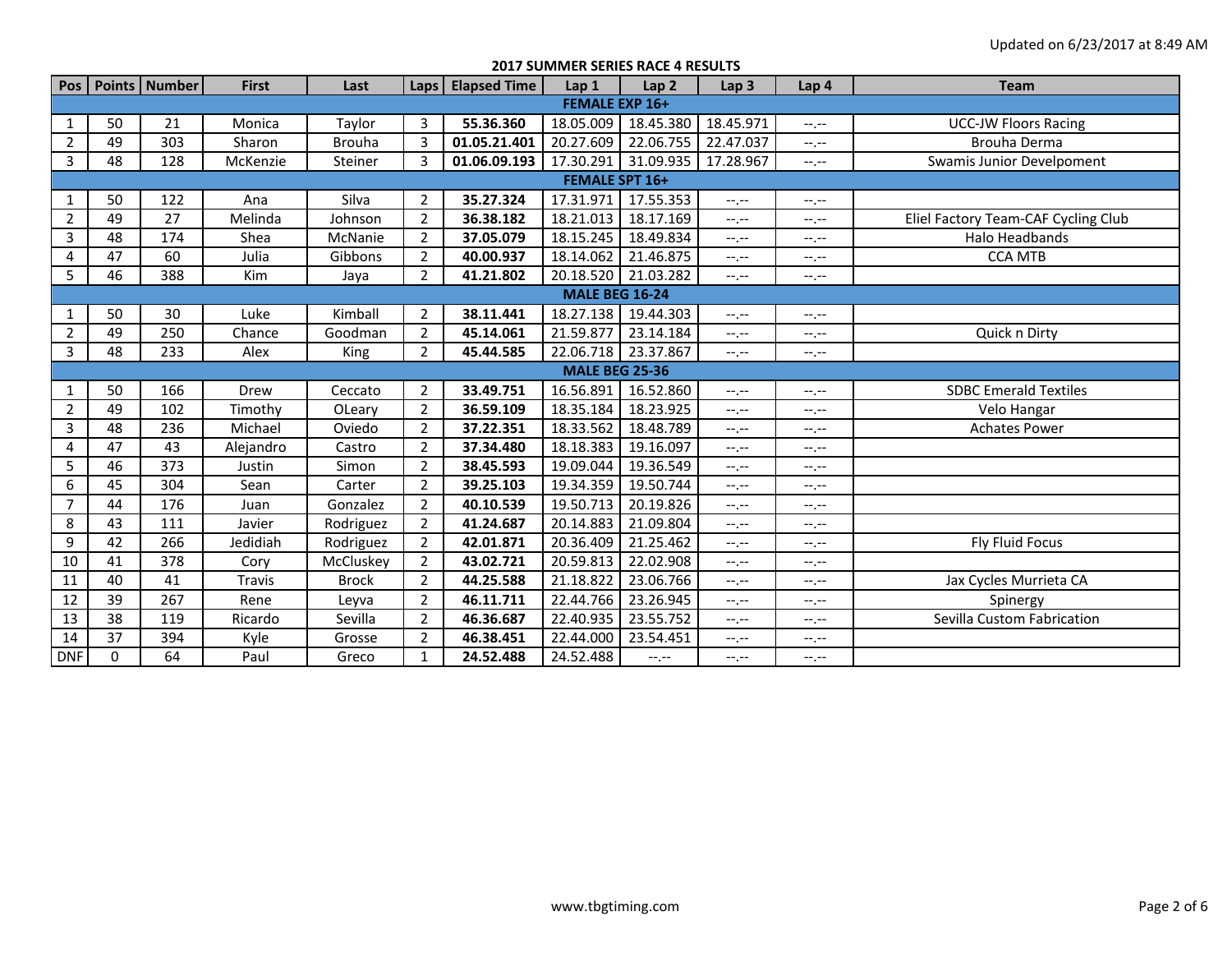Updated on 6/23/2017 at 8:49 AM

## 2017 SUMMER SERIES RACE 4 RESULTS

| Pos | Points | Number | First | Last | Laps | Elapsed Time | Lap 1 | Lap 2 | Lap 3 | Lap 4 | Team |
|---|---|---|---|---|---|---|---|---|---|---|---|
| **FEMALE EXP 16+** | | | | | | | | | | | |
| 1 | 50 | 21 | Monica | Taylor | 3 | **55.36.360** | 18.05.009 | 18.45.380 | 18.45.971 | --.-- | UCC-JW Floors Racing |
| 2 | 49 | 303 | Sharon | Brouha | 3 | **01.05.21.401** | 20.27.609 | 22.06.755 | 22.47.037 | --.-- | Brouha Derma |
| 3 | 48 | 128 | McKenzie | Steiner | 3 | **01.06.09.193** | 17.30.291 | 31.09.935 | 17.28.967 | --.-- | Swamis Junior Develpoment |
| **FEMALE SPT 16+** | | | | | | | | | | | |
| 1 | 50 | 122 | Ana | Silva | 2 | **35.27.324** | 17.31.971 | 17.55.353 | --.-- | --.-- | |
| 2 | 49 | 27 | Melinda | Johnson | 2 | **36.38.182** | 18.21.013 | 18.17.169 | --.-- | --.-- | Eliel Factory Team-CAF Cycling Club |
| 3 | 48 | 174 | Shea | McNanie | 2 | **37.05.079** | 18.15.245 | 18.49.834 | --.-- | --.-- | Halo Headbands |
| 4 | 47 | 60 | Julia | Gibbons | 2 | **40.00.937** | 18.14.062 | 21.46.875 | --.-- | --.-- | CCA MTB |
| 5 | 46 | 388 | Kim | Jaya | 2 | **41.21.802** | 20.18.520 | 21.03.282 | --.-- | --.-- | |
| **MALE BEG 16-24** | | | | | | | | | | | |
| 1 | 50 | 30 | Luke | Kimball | 2 | **38.11.441** | 18.27.138 | 19.44.303 | --.-- | --.-- | |
| 2 | 49 | 250 | Chance | Goodman | 2 | **45.14.061** | 21.59.877 | 23.14.184 | --.-- | --.-- | Quick n Dirty |
| 3 | 48 | 233 | Alex | King | 2 | **45.44.585** | 22.06.718 | 23.37.867 | --.-- | --.-- | |
| **MALE BEG 25-36** | | | | | | | | | | | |
| 1 | 50 | 166 | Drew | Ceccato | 2 | **33.49.751** | 16.56.891 | 16.52.860 | --.-- | --.-- | SDBC Emerald Textiles |
| 2 | 49 | 102 | Timothy | OLeary | 2 | **36.59.109** | 18.35.184 | 18.23.925 | --.-- | --.-- | Velo Hangar |
| 3 | 48 | 236 | Michael | Oviedo | 2 | **37.22.351** | 18.33.562 | 18.48.789 | --.-- | --.-- | Achates Power |
| 4 | 47 | 43 | Alejandro | Castro | 2 | **37.34.480** | 18.18.383 | 19.16.097 | --.-- | --.-- | |
| 5 | 46 | 373 | Justin | Simon | 2 | **38.45.593** | 19.09.044 | 19.36.549 | --.-- | --.-- | |
| 6 | 45 | 304 | Sean | Carter | 2 | **39.25.103** | 19.34.359 | 19.50.744 | --.-- | --.-- | |
| 7 | 44 | 176 | Juan | Gonzalez | 2 | **40.10.539** | 19.50.713 | 20.19.826 | --.-- | --.-- | |
| 8 | 43 | 111 | Javier | Rodriguez | 2 | **41.24.687** | 20.14.883 | 21.09.804 | --.-- | --.-- | |
| 9 | 42 | 266 | Jedidiah | Rodriguez | 2 | **42.01.871** | 20.36.409 | 21.25.462 | --.-- | --.-- | Fly Fluid Focus |
| 10 | 41 | 378 | Cory | McCluskey | 2 | **43.02.721** | 20.59.813 | 22.02.908 | --.-- | --.-- | |
| 11 | 40 | 41 | Travis | Brock | 2 | **44.25.588** | 21.18.822 | 23.06.766 | --.-- | --.-- | Jax Cycles Murrieta CA |
| 12 | 39 | 267 | Rene | Leyva | 2 | **46.11.711** | 22.44.766 | 23.26.945 | --.-- | --.-- | Spinergy |
| 13 | 38 | 119 | Ricardo | Sevilla | 2 | **46.36.687** | 22.40.935 | 23.55.752 | --.-- | --.-- | Sevilla Custom Fabrication |
| 14 | 37 | 394 | Kyle | Grosse | 2 | **46.38.451** | 22.44.000 | 23.54.451 | --.-- | --.-- | |
| DNF | 0 | 64 | Paul | Greco | 1 | **24.52.488** | 24.52.488 | --.-- | --.-- | --.-- | |

www.tbgtiming.com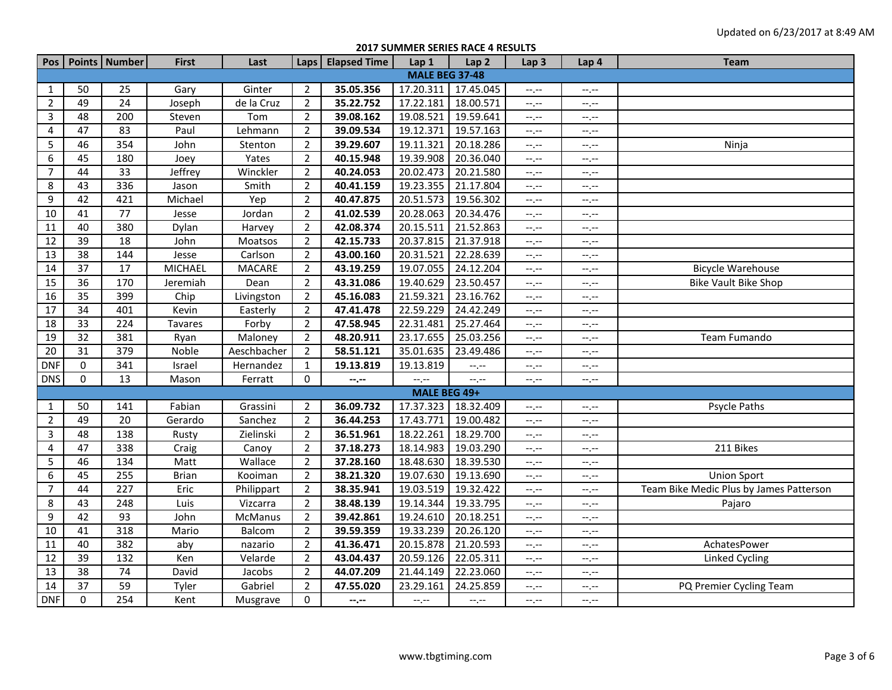Updated on 6/23/2017 at 8:49 AM

## 2017 SUMMER SERIES RACE 4 RESULTS

| Pos | Points | Number | First | Last | Laps | Elapsed Time | Lap 1 | Lap 2 | Lap 3 | Lap 4 | Team |
|---|---|---|---|---|---|---|---|---|---|---|---|
| **MALE BEG 37-48** | | | | | | | | | | | |
| 1 | 50 | 25 | Gary | Ginter | 2 | **35.05.356** | 17.20.311 | 17.45.045 | --.-- | --.-- | |
| 2 | 49 | 24 | Joseph | de la Cruz | 2 | **35.22.752** | 17.22.181 | 18.00.571 | --.-- | --.-- | |
| 3 | 48 | 200 | Steven | Tom | 2 | **39.08.162** | 19.08.521 | 19.59.641 | --.-- | --.-- | |
| 4 | 47 | 83 | Paul | Lehmann | 2 | **39.09.534** | 19.12.371 | 19.57.163 | --.-- | --.-- | |
| 5 | 46 | 354 | John | Stenton | 2 | **39.29.607** | 19.11.321 | 20.18.286 | --.-- | --.-- | Ninja |
| 6 | 45 | 180 | Joey | Yates | 2 | **40.15.948** | 19.39.908 | 20.36.040 | --.-- | --.-- | |
| 7 | 44 | 33 | Jeffrey | Winckler | 2 | **40.24.053** | 20.02.473 | 20.21.580 | --.-- | --.-- | |
| 8 | 43 | 336 | Jason | Smith | 2 | **40.41.159** | 19.23.355 | 21.17.804 | --.-- | --.-- | |
| 9 | 42 | 421 | Michael | Yep | 2 | **40.47.875** | 20.51.573 | 19.56.302 | --.-- | --.-- | |
| 10 | 41 | 77 | Jesse | Jordan | 2 | **41.02.539** | 20.28.063 | 20.34.476 | --.-- | --.-- | |
| 11 | 40 | 380 | Dylan | Harvey | 2 | **42.08.374** | 20.15.511 | 21.52.863 | --.-- | --.-- | |
| 12 | 39 | 18 | John | Moatsos | 2 | **42.15.733** | 20.37.815 | 21.37.918 | --.-- | --.-- | |
| 13 | 38 | 144 | Jesse | Carlson | 2 | **43.00.160** | 20.31.521 | 22.28.639 | --.-- | --.-- | |
| 14 | 37 | 17 | MICHAEL | MACARE | 2 | **43.19.259** | 19.07.055 | 24.12.204 | --.-- | --.-- | Bicycle Warehouse |
| 15 | 36 | 170 | Jeremiah | Dean | 2 | **43.31.086** | 19.40.629 | 23.50.457 | --.-- | --.-- | Bike Vault Bike Shop |
| 16 | 35 | 399 | Chip | Livingston | 2 | **45.16.083** | 21.59.321 | 23.16.762 | --.-- | --.-- | |
| 17 | 34 | 401 | Kevin | Easterly | 2 | **47.41.478** | 22.59.229 | 24.42.249 | --.-- | --.-- | |
| 18 | 33 | 224 | Tavares | Forby | 2 | **47.58.945** | 22.31.481 | 25.27.464 | --.-- | --.-- | |
| 19 | 32 | 381 | Ryan | Maloney | 2 | **48.20.911** | 23.17.655 | 25.03.256 | --.-- | --.-- | Team Fumando |
| 20 | 31 | 379 | Noble | Aeschbacher | 2 | **58.51.121** | 35.01.635 | 23.49.486 | --.-- | --.-- | |
| DNF | 0 | 341 | Israel | Hernandez | 1 | **19.13.819** | 19.13.819 | --.-- | --.-- | --.-- | |
| DNS | 0 | 13 | Mason | Ferratt | 0 | **--.--** | --.-- | --.-- | --.-- | --.-- | |
| **MALE BEG 49+** | | | | | | | | | | | |
| 1 | 50 | 141 | Fabian | Grassini | 2 | **36.09.732** | 17.37.323 | 18.32.409 | --.-- | --.-- | Psycle Paths |
| 2 | 49 | 20 | Gerardo | Sanchez | 2 | **36.44.253** | 17.43.771 | 19.00.482 | --.-- | --.-- | |
| 3 | 48 | 138 | Rusty | Zielinski | 2 | **36.51.961** | 18.22.261 | 18.29.700 | --.-- | --.-- | |
| 4 | 47 | 338 | Craig | Canoy | 2 | **37.18.273** | 18.14.983 | 19.03.290 | --.-- | --.-- | 211 Bikes |
| 5 | 46 | 134 | Matt | Wallace | 2 | **37.28.160** | 18.48.630 | 18.39.530 | --.-- | --.-- | |
| 6 | 45 | 255 | Brian | Kooiman | 2 | **38.21.320** | 19.07.630 | 19.13.690 | --.-- | --.-- | Union Sport |
| 7 | 44 | 227 | Eric | Philippart | 2 | **38.35.941** | 19.03.519 | 19.32.422 | --.-- | --.-- | Team Bike Medic Plus by James Patterson |
| 8 | 43 | 248 | Luis | Vizcarra | 2 | **38.48.139** | 19.14.344 | 19.33.795 | --.-- | --.-- | Pajaro |
| 9 | 42 | 93 | John | McManus | 2 | **39.42.861** | 19.24.610 | 20.18.251 | --.-- | --.-- | |
| 10 | 41 | 318 | Mario | Balcom | 2 | **39.59.359** | 19.33.239 | 20.26.120 | --.-- | --.-- | |
| 11 | 40 | 382 | aby | nazario | 2 | **41.36.471** | 20.15.878 | 21.20.593 | --.-- | --.-- | AchatesPower |
| 12 | 39 | 132 | Ken | Velarde | 2 | **43.04.437** | 20.59.126 | 22.05.311 | --.-- | --.-- | Linked Cycling |
| 13 | 38 | 74 | David | Jacobs | 2 | **44.07.209** | 21.44.149 | 22.23.060 | --.-- | --.-- | |
| 14 | 37 | 59 | Tyler | Gabriel | 2 | **47.55.020** | 23.29.161 | 24.25.859 | --.-- | --.-- | PQ Premier Cycling Team |
| DNF | 0 | 254 | Kent | Musgrave | 0 | **--.--** | --.-- | --.-- | --.-- | --.-- | |

www.tbgtiming.com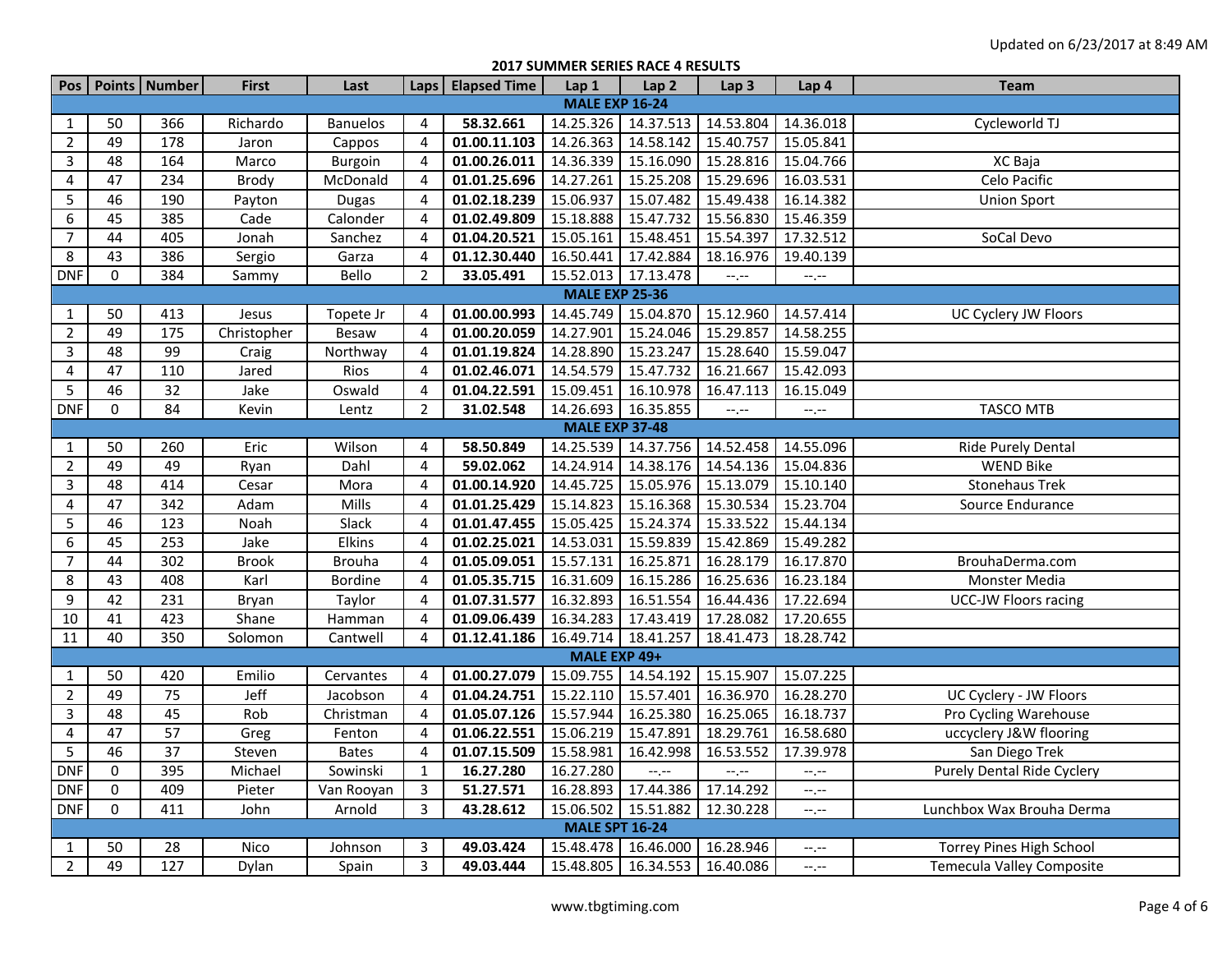Updated on 6/23/2017 at 8:49 AM

**2017 SUMMER SERIES RACE 4 RESULTS**

| Pos | Points | Number | First | Last | Laps | Elapsed Time | Lap 1 | Lap 2 | Lap 3 | Lap 4 | Team |
|---|---|---|---|---|---|---|---|---|---|---|---|
| **MALE EXP 16-24** | | | | | | | | | | | |
| 1 | 50 | 366 | Richardo | Banuelos | 4 | **58.32.661** | 14.25.326 | 14.37.513 | 14.53.804 | 14.36.018 | Cycleworld TJ |
| 2 | 49 | 178 | Jaron | Cappos | 4 | **01.00.11.103** | 14.26.363 | 14.58.142 | 15.40.757 | 15.05.841 | |
| 3 | 48 | 164 | Marco | Burgoin | 4 | **01.00.26.011** | 14.36.339 | 15.16.090 | 15.28.816 | 15.04.766 | XC Baja |
| 4 | 47 | 234 | Brody | McDonald | 4 | **01.01.25.696** | 14.27.261 | 15.25.208 | 15.29.696 | 16.03.531 | Celo Pacific |
| 5 | 46 | 190 | Payton | Dugas | 4 | **01.02.18.239** | 15.06.937 | 15.07.482 | 15.49.438 | 16.14.382 | Union Sport |
| 6 | 45 | 385 | Cade | Calonder | 4 | **01.02.49.809** | 15.18.888 | 15.47.732 | 15.56.830 | 15.46.359 | |
| 7 | 44 | 405 | Jonah | Sanchez | 4 | **01.04.20.521** | 15.05.161 | 15.48.451 | 15.54.397 | 17.32.512 | SoCal Devo |
| 8 | 43 | 386 | Sergio | Garza | 4 | **01.12.30.440** | 16.50.441 | 17.42.884 | 18.16.976 | 19.40.139 | |
| DNF | 0 | 384 | Sammy | Bello | 2 | **33.05.491** | 15.52.013 | 17.13.478 | --.-- | --.-- | |
| **MALE EXP 25-36** | | | | | | | | | | | |
| 1 | 50 | 413 | Jesus | Topete Jr | 4 | **01.00.00.993** | 14.45.749 | 15.04.870 | 15.12.960 | 14.57.414 | UC Cyclery JW Floors |
| 2 | 49 | 175 | Christopher | Besaw | 4 | **01.00.20.059** | 14.27.901 | 15.24.046 | 15.29.857 | 14.58.255 | |
| 3 | 48 | 99 | Craig | Northway | 4 | **01.01.19.824** | 14.28.890 | 15.23.247 | 15.28.640 | 15.59.047 | |
| 4 | 47 | 110 | Jared | Rios | 4 | **01.02.46.071** | 14.54.579 | 15.47.732 | 16.21.667 | 15.42.093 | |
| 5 | 46 | 32 | Jake | Oswald | 4 | **01.04.22.591** | 15.09.451 | 16.10.978 | 16.47.113 | 16.15.049 | |
| DNF | 0 | 84 | Kevin | Lentz | 2 | **31.02.548** | 14.26.693 | 16.35.855 | --.-- | --.-- | TASCO MTB |
| **MALE EXP 37-48** | | | | | | | | | | | |
| 1 | 50 | 260 | Eric | Wilson | 4 | **58.50.849** | 14.25.539 | 14.37.756 | 14.52.458 | 14.55.096 | Ride Purely Dental |
| 2 | 49 | 49 | Ryan | Dahl | 4 | **59.02.062** | 14.24.914 | 14.38.176 | 14.54.136 | 15.04.836 | WEND Bike |
| 3 | 48 | 414 | Cesar | Mora | 4 | **01.00.14.920** | 14.45.725 | 15.05.976 | 15.13.079 | 15.10.140 | Stonehaus Trek |
| 4 | 47 | 342 | Adam | Mills | 4 | **01.01.25.429** | 15.14.823 | 15.16.368 | 15.30.534 | 15.23.704 | Source Endurance |
| 5 | 46 | 123 | Noah | Slack | 4 | **01.01.47.455** | 15.05.425 | 15.24.374 | 15.33.522 | 15.44.134 | |
| 6 | 45 | 253 | Jake | Elkins | 4 | **01.02.25.021** | 14.53.031 | 15.59.839 | 15.42.869 | 15.49.282 | |
| 7 | 44 | 302 | Brook | Brouha | 4 | **01.05.09.051** | 15.57.131 | 16.25.871 | 16.28.179 | 16.17.870 | BrouhaDerma.com |
| 8 | 43 | 408 | Karl | Bordine | 4 | **01.05.35.715** | 16.31.609 | 16.15.286 | 16.25.636 | 16.23.184 | Monster Media |
| 9 | 42 | 231 | Bryan | Taylor | 4 | **01.07.31.577** | 16.32.893 | 16.51.554 | 16.44.436 | 17.22.694 | UCC-JW Floors racing |
| 10 | 41 | 423 | Shane | Hamman | 4 | **01.09.06.439** | 16.34.283 | 17.43.419 | 17.28.082 | 17.20.655 | |
| 11 | 40 | 350 | Solomon | Cantwell | 4 | **01.12.41.186** | 16.49.714 | 18.41.257 | 18.41.473 | 18.28.742 | |
| **MALE EXP 49+** | | | | | | | | | | | |
| 1 | 50 | 420 | Emilio | Cervantes | 4 | **01.00.27.079** | 15.09.755 | 14.54.192 | 15.15.907 | 15.07.225 | |
| 2 | 49 | 75 | Jeff | Jacobson | 4 | **01.04.24.751** | 15.22.110 | 15.57.401 | 16.36.970 | 16.28.270 | UC Cyclery - JW Floors |
| 3 | 48 | 45 | Rob | Christman | 4 | **01.05.07.126** | 15.57.944 | 16.25.380 | 16.25.065 | 16.18.737 | Pro Cycling Warehouse |
| 4 | 47 | 57 | Greg | Fenton | 4 | **01.06.22.551** | 15.06.219 | 15.47.891 | 18.29.761 | 16.58.680 | uccyclery J&W flooring |
| 5 | 46 | 37 | Steven | Bates | 4 | **01.07.15.509** | 15.58.981 | 16.42.998 | 16.53.552 | 17.39.978 | San Diego Trek |
| DNF | 0 | 395 | Michael | Sowinski | 1 | **16.27.280** | 16.27.280 | --.-- | --.-- | --.-- | Purely Dental Ride Cyclery |
| DNF | 0 | 409 | Pieter | Van Rooyan | 3 | **51.27.571** | 16.28.893 | 17.44.386 | 17.14.292 | --.-- | |
| DNF | 0 | 411 | John | Arnold | 3 | **43.28.612** | 15.06.502 | 15.51.882 | 12.30.228 | --.-- | Lunchbox Wax Brouha Derma |
| **MALE SPT 16-24** | | | | | | | | | | | |
| 1 | 50 | 28 | Nico | Johnson | 3 | **49.03.424** | 15.48.478 | 16.46.000 | 16.28.946 | --.-- | Torrey Pines High School |
| 2 | 49 | 127 | Dylan | Spain | 3 | **49.03.444** | 15.48.805 | 16.34.553 | 16.40.086 | --.-- | Temecula Valley Composite |

www.tbgtiming.com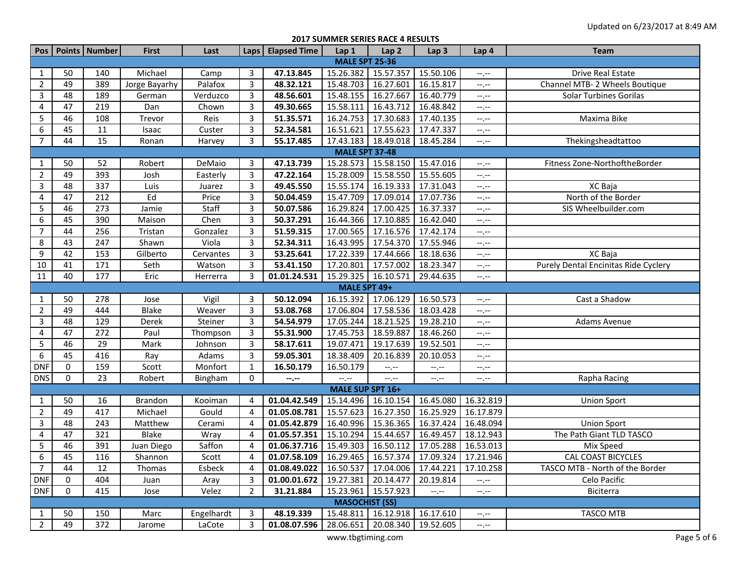Updated on 6/23/2017 at 8:49 AM

## 2017 SUMMER SERIES RACE 4 RESULTS

| Pos | Points | Number | First | Last | Laps | Elapsed Time | Lap 1 | Lap 2 | Lap 3 | Lap 4 | Team |
|---|---|---|---|---|---|---|---|---|---|---|---|
| **MALE SPT 25-36** | | | | | | | | | | | |
| 1 | 50 | 140 | Michael | Camp | 3 | **47.13.845** | 15.26.382 | 15.57.357 | 15.50.106 | --.-- | Drive Real Estate |
| 2 | 49 | 389 | Jorge Bayarhy | Palafox | 3 | **48.32.121** | 15.48.703 | 16.27.601 | 16.15.817 | --.-- | Channel MTB- 2 Wheels Boutique |
| 3 | 48 | 189 | German | Verduzco | 3 | **48.56.601** | 15.48.155 | 16.27.667 | 16.40.779 | --.-- | Solar Turbines Gorilas |
| 4 | 47 | 219 | Dan | Chown | 3 | **49.30.665** | 15.58.111 | 16.43.712 | 16.48.842 | --.-- | |
| 5 | 46 | 108 | Trevor | Reis | 3 | **51.35.571** | 16.24.753 | 17.30.683 | 17.40.135 | --.-- | Maxima Bike |
| 6 | 45 | 11 | Isaac | Custer | 3 | **52.34.581** | 16.51.621 | 17.55.623 | 17.47.337 | --.-- | |
| 7 | 44 | 15 | Ronan | Harvey | 3 | **55.17.485** | 17.43.183 | 18.49.018 | 18.45.284 | --.-- | Thekingsheadtattoo |
| **MALE SPT 37-48** | | | | | | | | | | | |
| 1 | 50 | 52 | Robert | DeMaio | 3 | **47.13.739** | 15.28.573 | 15.58.150 | 15.47.016 | --.-- | Fitness Zone-NorthoftheBorder |
| 2 | 49 | 393 | Josh | Easterly | 3 | **47.22.164** | 15.28.009 | 15.58.550 | 15.55.605 | --.-- | |
| 3 | 48 | 337 | Luis | Juarez | 3 | **49.45.550** | 15.55.174 | 16.19.333 | 17.31.043 | --.-- | XC Baja |
| 4 | 47 | 212 | Ed | Price | 3 | **50.04.459** | 15.47.709 | 17.09.014 | 17.07.736 | --.-- | North of the Border |
| 5 | 46 | 273 | Jamie | Staff | 3 | **50.07.586** | 16.29.824 | 17.00.425 | 16.37.337 | --.-- | SIS Wheelbuilder.com |
| 6 | 45 | 390 | Maison | Chen | 3 | **50.37.291** | 16.44.366 | 17.10.885 | 16.42.040 | --.-- | |
| 7 | 44 | 256 | Tristan | Gonzalez | 3 | **51.59.315** | 17.00.565 | 17.16.576 | 17.42.174 | --.-- | |
| 8 | 43 | 247 | Shawn | Viola | 3 | **52.34.311** | 16.43.995 | 17.54.370 | 17.55.946 | --.-- | |
| 9 | 42 | 153 | Gilberto | Cervantes | 3 | **53.25.641** | 17.22.339 | 17.44.666 | 18.18.636 | --.-- | XC Baja |
| 10 | 41 | 171 | Seth | Watson | 3 | **53.41.150** | 17.20.801 | 17.57.002 | 18.23.347 | --.-- | Purely Dental Encinitas Ride Cyclery |
| 11 | 40 | 177 | Eric | Herrerra | 3 | **01.01.24.531** | 15.29.325 | 16.10.571 | 29.44.635 | --.-- | |
| **MALE SPT 49+** | | | | | | | | | | | |
| 1 | 50 | 278 | Jose | Vigil | 3 | **50.12.094** | 16.15.392 | 17.06.129 | 16.50.573 | --.-- | Cast a Shadow |
| 2 | 49 | 444 | Blake | Weaver | 3 | **53.08.768** | 17.06.804 | 17.58.536 | 18.03.428 | --.-- | |
| 3 | 48 | 129 | Derek | Steiner | 3 | **54.54.979** | 17.05.244 | 18.21.525 | 19.28.210 | --.-- | Adams Avenue |
| 4 | 47 | 272 | Paul | Thompson | 3 | **55.31.900** | 17.45.753 | 18.59.887 | 18.46.260 | --.-- | |
| 5 | 46 | 29 | Mark | Johnson | 3 | **58.17.611** | 19.07.471 | 19.17.639 | 19.52.501 | --.-- | |
| 6 | 45 | 416 | Ray | Adams | 3 | **59.05.301** | 18.38.409 | 20.16.839 | 20.10.053 | --.-- | |
| DNF | 0 | 159 | Scott | Monfort | 1 | **16.50.179** | 16.50.179 | --.-- | --.-- | --.-- | |
| DNS | 0 | 23 | Robert | Bingham | 0 | **--.--** | --.-- | --.-- | --.-- | --.-- | Rapha Racing |
| **MALE SUP SPT 16+** | | | | | | | | | | | |
| 1 | 50 | 16 | Brandon | Kooiman | 4 | **01.04.42.549** | 15.14.496 | 16.10.154 | 16.45.080 | 16.32.819 | Union Sport |
| 2 | 49 | 417 | Michael | Gould | 4 | **01.05.08.781** | 15.57.623 | 16.27.350 | 16.25.929 | 16.17.879 | |
| 3 | 48 | 243 | Matthew | Cerami | 4 | **01.05.42.879** | 16.40.996 | 15.36.365 | 16.37.424 | 16.48.094 | Union Sport |
| 4 | 47 | 321 | Blake | Wray | 4 | **01.05.57.351** | 15.10.294 | 15.44.657 | 16.49.457 | 18.12.943 | The Path Giant TLD TASCO |
| 5 | 46 | 391 | Juan Diego | Saffon | 4 | **01.06.37.716** | 15.49.303 | 16.50.112 | 17.05.288 | 16.53.013 | Mix Speed |
| 6 | 45 | 116 | Shannon | Scott | 4 | **01.07.58.109** | 16.29.465 | 16.57.374 | 17.09.324 | 17.21.946 | CAL COAST BICYCLES |
| 7 | 44 | 12 | Thomas | Esbeck | 4 | **01.08.49.022** | 16.50.537 | 17.04.006 | 17.44.221 | 17.10.258 | TASCO MTB - North of the Border |
| DNF | 0 | 404 | Juan | Aray | 3 | **01.00.01.672** | 19.27.381 | 20.14.477 | 20.19.814 | --.-- | Celo Pacific |
| DNF | 0 | 415 | Jose | Velez | 2 | **31.21.884** | 15.23.961 | 15.57.923 | --.-- | --.-- | Biciterra |
| **MASOCHIST (SS)** | | | | | | | | | | | |
| 1 | 50 | 150 | Marc | Engelhardt | 3 | **48.19.339** | 15.48.811 | 16.12.918 | 16.17.610 | --.-- | TASCO MTB |
| 2 | 49 | 372 | Jarome | LaCote | 3 | **01.08.07.596** | 28.06.651 | 20.08.340 | 19.52.605 | --.-- | |

www.tbgtiming.com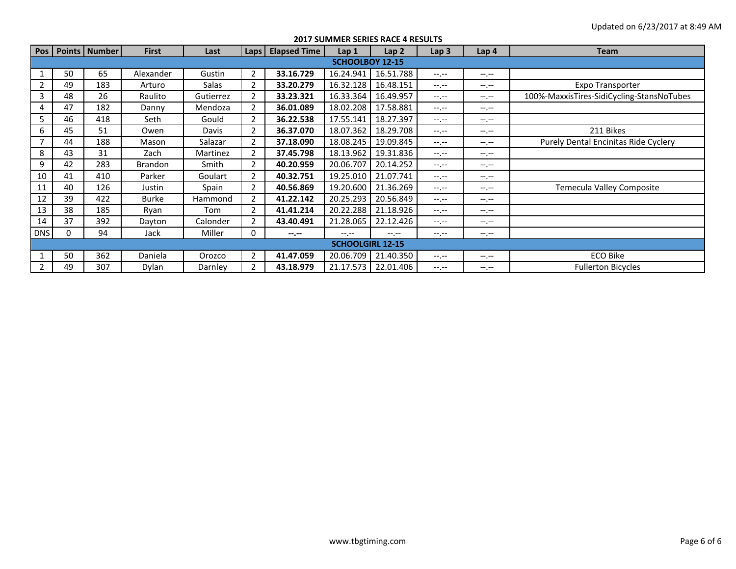Updated on 6/23/2017 at 8:49 AM

**2017 SUMMER SERIES RACE 4 RESULTS**

| Pos | Points | Number | First | Last | Laps | Elapsed Time | Lap 1 | Lap 2 | Lap 3 | Lap 4 | Team |
|---|---|---|---|---|---|---|---|---|---|---|---|
| **SCHOOLBOY 12-15** | | | | | | | | | | | |
| 1 | 50 | 65 | Alexander | Gustin | 2 | **33.16.729** | 16.24.941 | 16.51.788 | --.-- | --.-- | |
| 2 | 49 | 183 | Arturo | Salas | 2 | **33.20.279** | 16.32.128 | 16.48.151 | --.-- | --.-- | Expo Transporter |
| 3 | 48 | 26 | Raulito | Gutierrez | 2 | **33.23.321** | 16.33.364 | 16.49.957 | --.-- | --.-- | 100%-MaxxisTires-SidiCycling-StansNoTubes |
| 4 | 47 | 182 | Danny | Mendoza | 2 | **36.01.089** | 18.02.208 | 17.58.881 | --.-- | --.-- | |
| 5 | 46 | 418 | Seth | Gould | 2 | **36.22.538** | 17.55.141 | 18.27.397 | --.-- | --.-- | |
| 6 | 45 | 51 | Owen | Davis | 2 | **36.37.070** | 18.07.362 | 18.29.708 | --.-- | --.-- | 211 Bikes |
| 7 | 44 | 188 | Mason | Salazar | 2 | **37.18.090** | 18.08.245 | 19.09.845 | --.-- | --.-- | Purely Dental Encinitas Ride Cyclery |
| 8 | 43 | 31 | Zach | Martinez | 2 | **37.45.798** | 18.13.962 | 19.31.836 | --.-- | --.-- | |
| 9 | 42 | 283 | Brandon | Smith | 2 | **40.20.959** | 20.06.707 | 20.14.252 | --.-- | --.-- | |
| 10 | 41 | 410 | Parker | Goulart | 2 | **40.32.751** | 19.25.010 | 21.07.741 | --.-- | --.-- | |
| 11 | 40 | 126 | Justin | Spain | 2 | **40.56.869** | 19.20.600 | 21.36.269 | --.-- | --.-- | Temecula Valley Composite |
| 12 | 39 | 422 | Burke | Hammond | 2 | **41.22.142** | 20.25.293 | 20.56.849 | --.-- | --.-- | |
| 13 | 38 | 185 | Ryan | Tom | 2 | **41.41.214** | 20.22.288 | 21.18.926 | --.-- | --.-- | |
| 14 | 37 | 392 | Dayton | Calonder | 2 | **43.40.491** | 21.28.065 | 22.12.426 | --.-- | --.-- | |
| DNS | 0 | 94 | Jack | Miller | 0 | **--.--** | --.-- | --.-- | --.-- | --.-- | |
| **SCHOOLGIRL 12-15** | | | | | | | | | | | |
| 1 | 50 | 362 | Daniela | Orozco | 2 | **41.47.059** | 20.06.709 | 21.40.350 | --.-- | --.-- | ECO Bike |
| 2 | 49 | 307 | Dylan | Darnley | 2 | **43.18.979** | 21.17.573 | 22.01.406 | --.-- | --.-- | Fullerton Bicycles |

www.tbgtiming.com